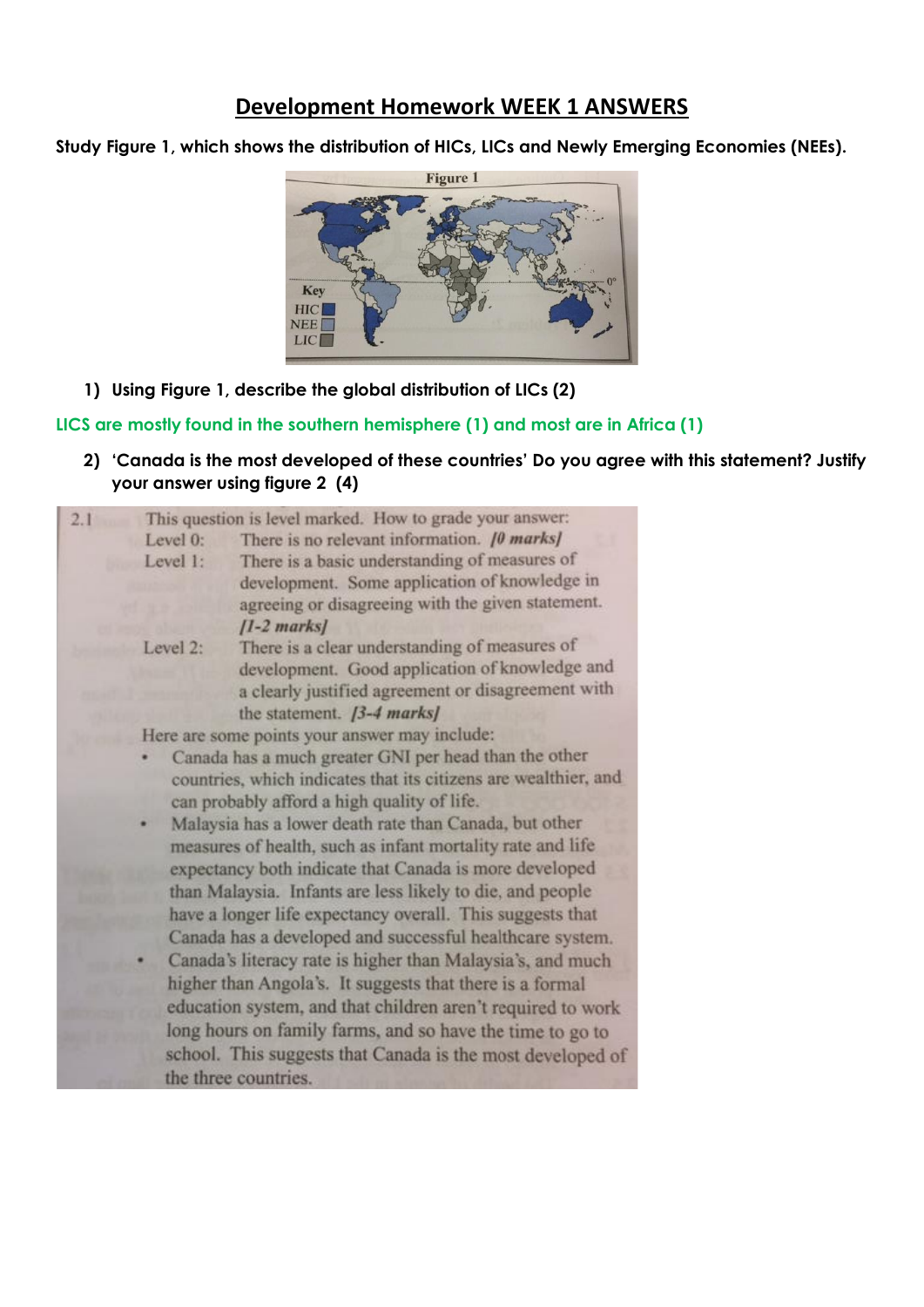# Development Homework WEEK 1 ANSWERS

**Study Figure 1, which shows the distribution of HICs, LICs and Newly Emerging Economies (NEEs).**

Figure 1

Key
HIC
NEE
LIC

1) **Using Figure 1, describe the global distribution of LICs (2)**

LICS are mostly found in the southern hemisphere (1) and most are in Africa (1)

2) **'Canada is the most developed of these countries' Do you agree with this statement? Justify your answer using figure 2 (4)**

2.1 This question is level marked. How to grade your answer:

Level 0: There is no relevant information. *[0 marks]*

Level 1: There is a basic understanding of measures of development. Some application of knowledge in agreeing or disagreeing with the given statement. *[1-2 marks]*

Level 2: There is a clear understanding of measures of development. Good application of knowledge and a clearly justified agreement or disagreement with the statement. *[3-4 marks]*

Here are some points your answer may include:

- Canada has a much greater GNI per head than the other countries, which indicates that its citizens are wealthier, and can probably afford a high quality of life.
- Malaysia has a lower death rate than Canada, but other measures of health, such as infant mortality rate and life expectancy both indicate that Canada is more developed than Malaysia. Infants are less likely to die, and people have a longer life expectancy overall. This suggests that Canada has a developed and successful healthcare system.
- Canada's literacy rate is higher than Malaysia's, and much higher than Angola's. It suggests that there is a formal education system, and that children aren't required to work long hours on family farms, and so have the time to go to school. This suggests that Canada is the most developed of the three countries.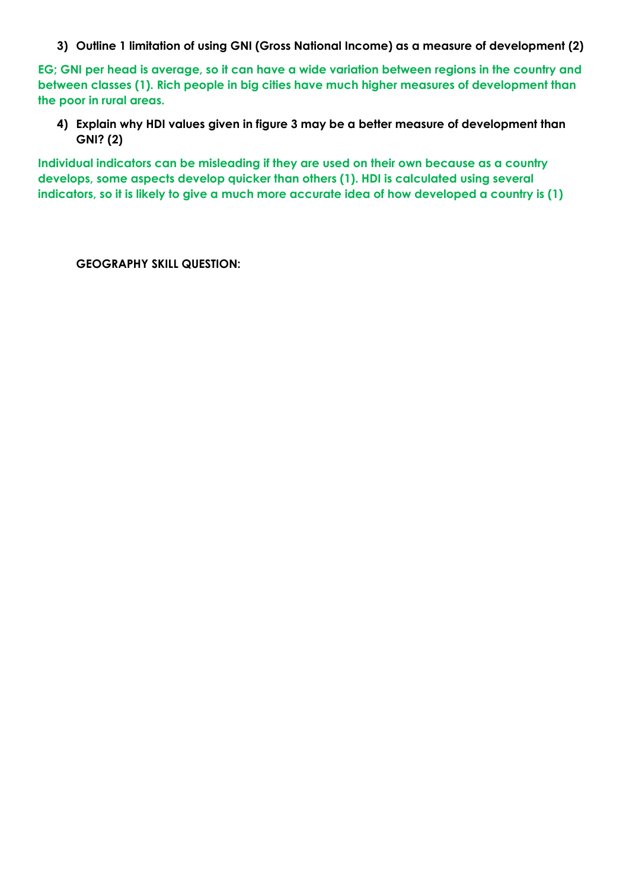**3) Outline 1 limitation of using GNI (Gross National Income) as a measure of development (2)**

**EG; GNI per head is average, so it can have a wide variation between regions in the country and between classes (1). Rich people in big cities have much higher measures of development than the poor in rural areas.**

**4) Explain why HDI values given in figure 3 may be a better measure of development than GNI? (2)**

**Individual indicators can be misleading if they are used on their own because as a country develops, some aspects develop quicker than others (1). HDI is calculated using several indicators, so it is likely to give a much more accurate idea of how developed a country is (1)**

**GEOGRAPHY SKILL QUESTION:**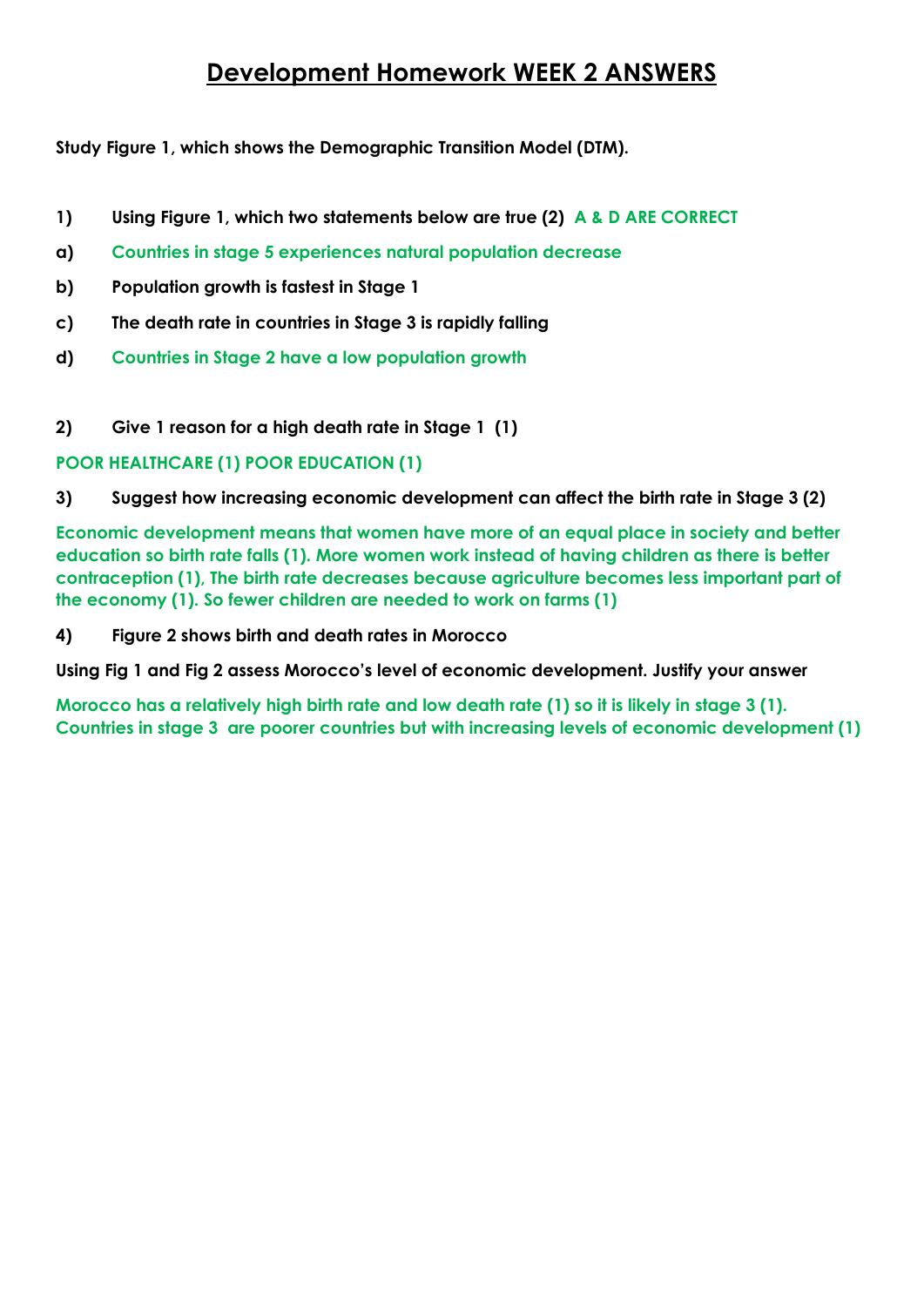# Development Homework WEEK 2 ANSWERS

**Study Figure 1, which shows the Demographic Transition Model (DTM).**

**1) Using Figure 1, which two statements below are true (2)** **A & D ARE CORRECT**

**a) Countries in stage 5 experiences natural population decrease**

**b) Population growth is fastest in Stage 1**

**c) The death rate in countries in Stage 3 is rapidly falling**

**d) Countries in Stage 2 have a low population growth**

**2) Give 1 reason for a high death rate in Stage 1 (1)**

**POOR HEALTHCARE (1) POOR EDUCATION (1)**

**3) Suggest how increasing economic development can affect the birth rate in Stage 3 (2)**

**Economic development means that women have more of an equal place in society and better education so birth rate falls (1). More women work instead of having children as there is better contraception (1), The birth rate decreases because agriculture becomes less important part of the economy (1). So fewer children are needed to work on farms (1)**

**4) Figure 2 shows birth and death rates in Morocco**

**Using Fig 1 and Fig 2 assess Morocco's level of economic development. Justify your answer**

**Morocco has a relatively high birth rate and low death rate (1) so it is likely in stage 3 (1). Countries in stage 3 are poorer countries but with increasing levels of economic development (1)**